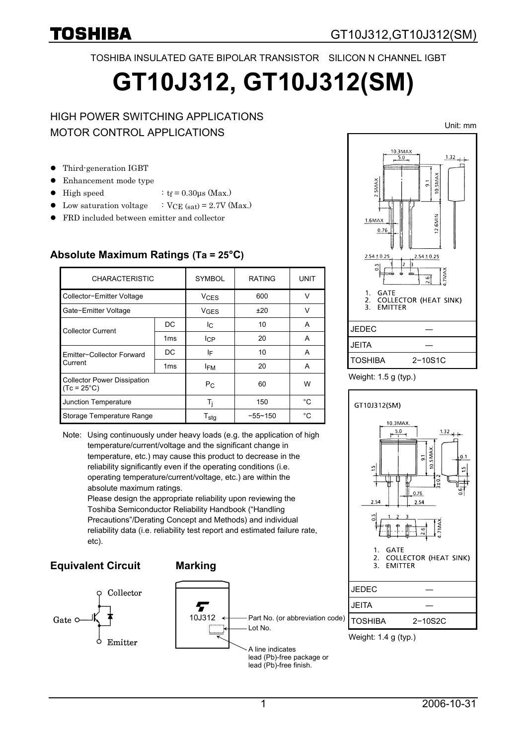TOSHIBA INSULATED GATE BIPOLAR TRANSISTOR SILICON N CHANNEL IGBT

# GT10J312, GT10J312(SM)

HIGH POWER SWITCHING APPLICATIONS
MOTOR CONTROL APPLICATIONS

- Third-generation IGBT
- Enhancement mode type
- High speed : $t_f$ = 0.30μs (Max.)
- Low saturation voltage : $V_{CE\ (sat)}$ = 2.7V (Max.)
- FRD included between emitter and collector

## Absolute Maximum Ratings (Ta = 25°C)

| CHARACTERISTIC | | SYMBOL | RATING | UNIT |
|---|---|---|---|---|
| Collector−Emitter Voltage | | $V_{CES}$ | 600 | V |
| Gate−Emitter Voltage | | $V_{GES}$ | ±20 | V |
| Collector Current | DC | $I_C$ | 10 | A |
| | 1ms | $I_{CP}$ | 20 | A |
| Emitter−Collector Forward Current | DC | $I_F$ | 10 | A |
| | 1ms | $I_{FM}$ | 20 | A |
| Collector Power Dissipation (Tc = 25°C) | | $P_C$ | 60 | W |
| Junction Temperature | | $T_j$ | 150 | °C |
| Storage Temperature Range | | $T_{stg}$ | −55~150 | °C |

Note: Using continuously under heavy loads (e.g. the application of high temperature/current/voltage and the significant change in temperature, etc.) may cause this product to decrease in the reliability significantly even if the operating conditions (i.e. operating temperature/current/voltage, etc.) are within the absolute maximum ratings.
Please design the appropriate reliability upon reviewing the Toshiba Semiconductor Reliability Handbook ("Handling Precautions"/Derating Concept and Methods) and individual reliability data (i.e. reliability test report and estimated failure rate, etc).

## Equivalent Circuit

Gate, Collector, Emitter

## Marking

10J312

- Part No. (or abbreviation code)
- Lot No.
- A line indicates lead (Pb)-free package or lead (Pb)-free finish.

Unit: mm

1. GATE
2. COLLECTOR (HEAT SINK)
3. EMITTER

| JEDEC | ― |
|---|---|
| JEITA | ― |
| TOSHIBA | 2−10S1C |

Weight: 1.5 g (typ.)

GT10J312(SM)

1. GATE
2. COLLECTOR (HEAT SINK)
3. EMITTER

| JEDEC | ― |
|---|---|
| JEITA | ― |
| TOSHIBA | 2−10S2C |

Weight: 1.4 g (typ.)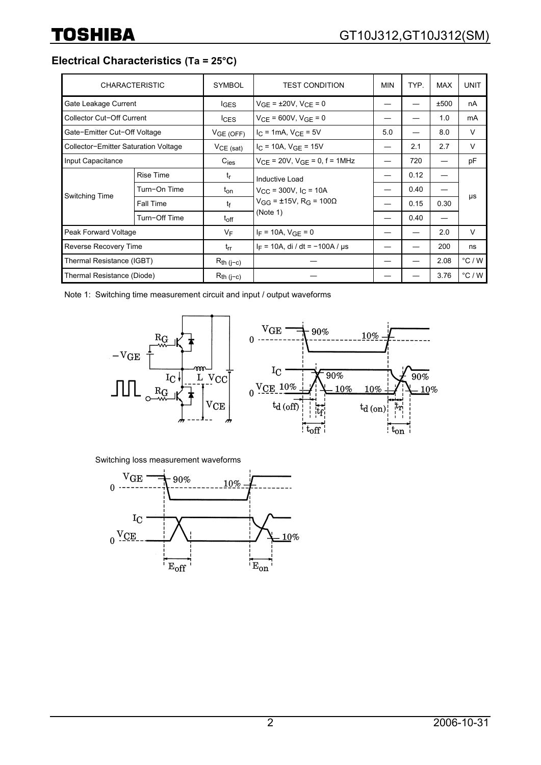## Electrical Characteristics (Ta = 25°C)

| CHARACTERISTIC | | SYMBOL | TEST CONDITION | MIN | TYP. | MAX | UNIT |
|---|---|---|---|---|---|---|---|
| Gate Leakage Current | | $I_{GES}$ | $V_{GE}$ = ±20V, $V_{CE}$ = 0 | — | — | ±500 | nA |
| Collector Cut−Off Current | | $I_{CES}$ | $V_{CE}$ = 600V, $V_{GE}$ = 0 | — | — | 1.0 | mA |
| Gate−Emitter Cut−Off Voltage | | $V_{GE\ (OFF)}$ | $I_C$ = 1mA, $V_{CE}$ = 5V | 5.0 | — | 8.0 | V |
| Collector−Emitter Saturation Voltage | | $V_{CE\ (sat)}$ | $I_C$ = 10A, $V_{GE}$ = 15V | — | 2.1 | 2.7 | V |
| Input Capacitance | | $C_{ies}$ | $V_{CE}$ = 20V, $V_{GE}$ = 0, f = 1MHz | — | 720 | — | pF |
| Switching Time | Rise Time | $t_r$ | Inductive Load<br>$V_{CC}$ = 300V, $I_C$ = 10A<br>$V_{GG}$ = ±15V, $R_G$ = 100Ω<br>(Note 1) | — | 0.12 | — | μs |
| | Turn−On Time | $t_{on}$ | | — | 0.40 | — | |
| | Fall Time | $t_f$ | | — | 0.15 | 0.30 | |
| | Turn−Off Time | $t_{off}$ | | — | 0.40 | — | |
| Peak Forward Voltage | | $V_F$ | $I_F$ = 10A, $V_{GE}$ = 0 | — | — | 2.0 | V |
| Reverse Recovery Time | | $t_{rr}$ | $I_F$ = 10A, di / dt = −100A / μs | — | — | 200 | ns |
| Thermal Resistance (IGBT) | | $R_{th\ (j−c)}$ | — | — | — | 2.08 | °C / W |
| Thermal Resistance (Diode) | | $R_{th\ (j−c)}$ | — | — | — | 3.76 | °C / W |

Note 1: Switching time measurement circuit and input / output waveforms

Switching loss measurement waveforms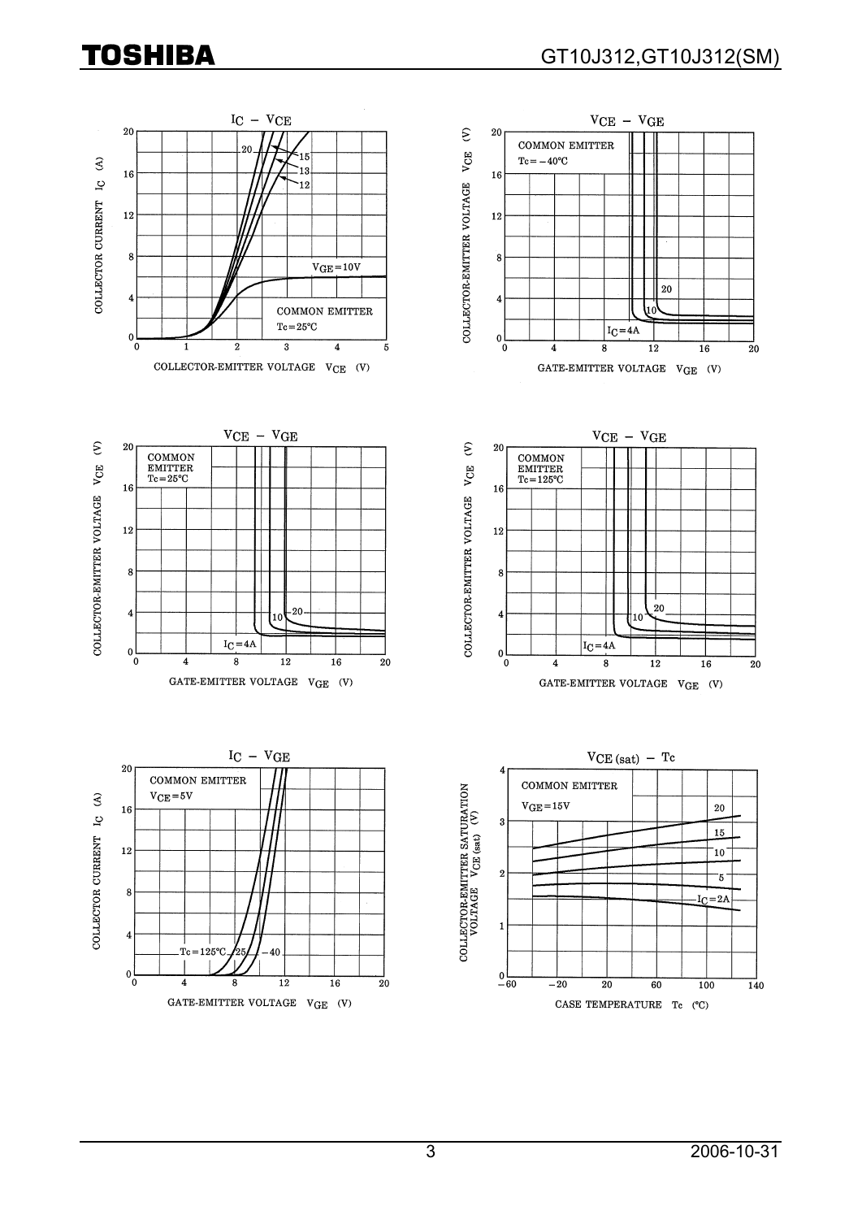## $I_C$ – $V_{CE}$

COMMON EMITTER
$T_c = 25°C$

COLLECTOR CURRENT $I_C$ (A)

COLLECTOR-EMITTER VOLTAGE $V_{CE}$ (V)

$V_{GE} = 10V$, 12, 13, 15, 20

## $V_{CE}$ – $V_{GE}$

COMMON EMITTER
$T_c = -40°C$

COLLECTOR-EMITTER VOLTAGE $V_{CE}$ (V)

GATE-EMITTER VOLTAGE $V_{GE}$ (V)

$I_C = 4A$, 10, 20

## $V_{CE}$ – $V_{GE}$

COMMON EMITTER
$T_c = 25°C$

COLLECTOR-EMITTER VOLTAGE $V_{CE}$ (V)

GATE-EMITTER VOLTAGE $V_{GE}$ (V)

$I_C = 4A$, 10, 20

## $V_{CE}$ – $V_{GE}$

COMMON EMITTER
$T_c = 125°C$

COLLECTOR-EMITTER VOLTAGE $V_{CE}$ (V)

GATE-EMITTER VOLTAGE $V_{GE}$ (V)

$I_C = 4A$, 10, 20

## $I_C$ – $V_{GE}$

COMMON EMITTER
$V_{CE} = 5V$

COLLECTOR CURRENT $I_C$ (A)

GATE-EMITTER VOLTAGE $V_{GE}$ (V)

$T_c = 125°C$, 25, −40

## $V_{CE (sat)}$ – $T_c$

COMMON EMITTER
$V_{GE} = 15V$

COLLECTOR-EMITTER SATURATION VOLTAGE $V_{CE (sat)}$ (V)

CASE TEMPERATURE $T_c$ (°C)

$I_C = 2A$, 5, 10, 15, 20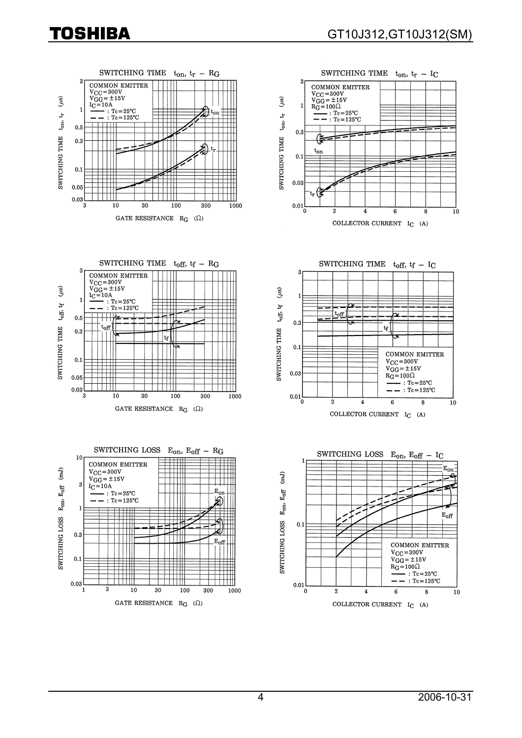**SWITCHING TIME $t_{on}$, $t_r$ – $R_G$**

COMMON EMITTER
$V_{CC}$ = 300V
$V_{GG}$ = ±15V
$I_C$ = 10A
——— : Tc = 25°C
– – – : Tc = 125°C

SWITCHING TIME $t_{on}$, $t_r$ (μs)

GATE RESISTANCE $R_G$ (Ω)

**SWITCHING TIME $t_{on}$, $t_r$ – $I_C$**

COMMON EMITTER
$V_{CC}$ = 300V
$V_{GG}$ = ±15V
$R_G$ = 100Ω
——— : Tc = 25°C
– – – : Tc = 125°C

SWITCHING TIME $t_{on}$, $t_r$ (μs)

COLLECTOR CURRENT $I_C$ (A)

**SWITCHING TIME $t_{off}$, $t_f$ – $R_G$**

COMMON EMITTER
$V_{CC}$ = 300V
$V_{GG}$ = ±15V
$I_C$ = 10A
——— : Tc = 25°C
– – – : Tc = 125°C

SWITCHING TIME $t_{off}$, $t_f$ (μs)

GATE RESISTANCE $R_G$ (Ω)

**SWITCHING TIME $t_{off}$, $t_f$ – $I_C$**

COMMON EMITTER
$V_{CC}$ = 300V
$V_{GG}$ = ±15V
$R_G$ = 100Ω
——— : Tc = 25°C
– – – : Tc = 125°C

SWITCHING TIME $t_{off}$, $t_f$ (μs)

COLLECTOR CURRENT $I_C$ (A)

**SWITCHING LOSS $E_{on}$, $E_{off}$ – $R_G$**

COMMON EMITTER
$V_{CC}$ = 300V
$V_{GG}$ = ±15V
$I_C$ = 10A
——— : Tc = 25°C
– – – : Tc = 125°C

SWITCHING LOSS $E_{on}$, $E_{off}$ (mJ)

GATE RESISTANCE $R_G$ (Ω)

**SWITCHING LOSS $E_{on}$, $E_{off}$ – $I_C$**

COMMON EMITTER
$V_{CC}$ = 300V
$V_{GG}$ = ±15V
$R_G$ = 100Ω
——— : Tc = 25°C
– – – : Tc = 125°C

SWITCHING LOSS $E_{on}$, $E_{off}$ (mJ)

COLLECTOR CURRENT $I_C$ (A)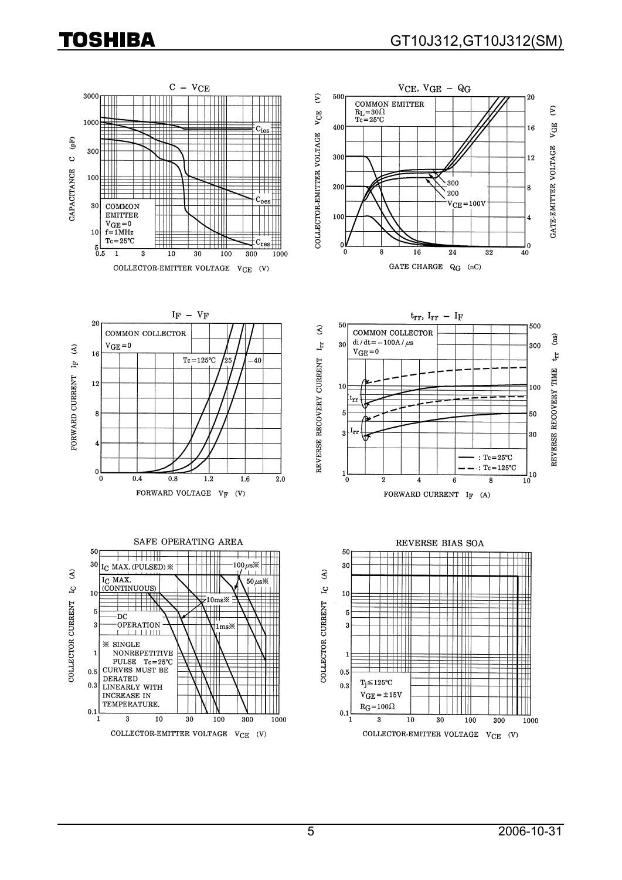## C – $V_{CE}$

CAPACITANCE C (pF)

COMMON EMITTER
$V_{GE} = 0$
f = 1MHz
Tc = 25°C

$C_{ies}$
$C_{oes}$
$C_{res}$

COLLECTOR-EMITTER VOLTAGE $V_{CE}$ (V)

## $V_{CE}$, $V_{GE}$ – $Q_G$

COLLECTOR-EMITTER VOLTAGE $V_{CE}$ (V)

GATE-EMITTER VOLTAGE $V_{GE}$ (V)

COMMON EMITTER
$R_L = 30\Omega$
Tc = 25°C

300
200
$V_{CE} = 100V$

GATE CHARGE $Q_G$ (nC)

## $I_F$ – $V_F$

FORWARD CURRENT $I_F$ (A)

COMMON COLLECTOR
$V_{GE} = 0$

Tc = 125°C, 25, −40

FORWARD VOLTAGE $V_F$ (V)

## $t_{rr}$, $I_{rr}$ – $I_F$

REVERSE RECOVERY CURRENT $I_{rr}$ (A)

REVERSE RECOVERY TIME $t_{rr}$ (ns)

COMMON COLLECTOR
di/dt = −100A/μs
$V_{GE} = 0$

$t_{rr}$
$I_{rr}$

——— : Tc = 25°C
– – – : Tc = 125°C

FORWARD CURRENT $I_F$ (A)

## SAFE OPERATING AREA

COLLECTOR CURRENT $I_C$ (A)

$I_C$ MAX. (PULSED) ※
$I_C$ MAX. (CONTINUOUS)
DC OPERATION
100μs※
50μs※
10ms※
1ms※

※ SINGLE NONREPETITIVE PULSE Tc = 25°C
CURVES MUST BE DERATED LINEARLY WITH INCREASE IN TEMPERATURE.

COLLECTOR-EMITTER VOLTAGE $V_{CE}$ (V)

## REVERSE BIAS SOA

COLLECTOR CURRENT $I_C$ (A)

$T_j \leq 125°C$
$V_{GE} = \pm 15V$
$R_G = 100\Omega$

COLLECTOR-EMITTER VOLTAGE $V_{CE}$ (V)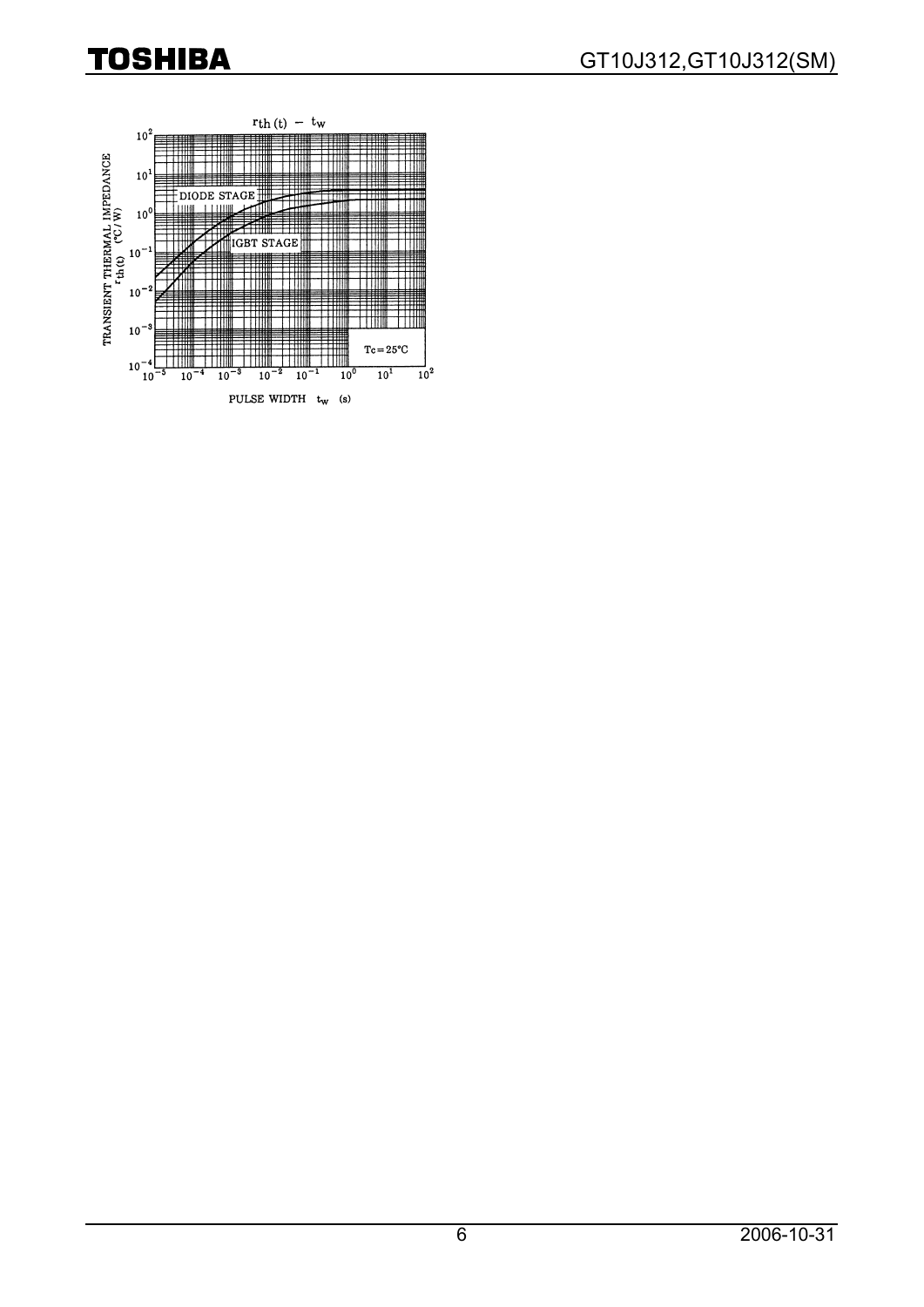$r_{th(t)} - t_w$

TRANSIENT THERMAL IMPEDANCE $r_{th(t)}$ (°C/W)

DIODE STAGE

IGBT STAGE

Tc = 25°C

PULSE WIDTH $t_w$ (s)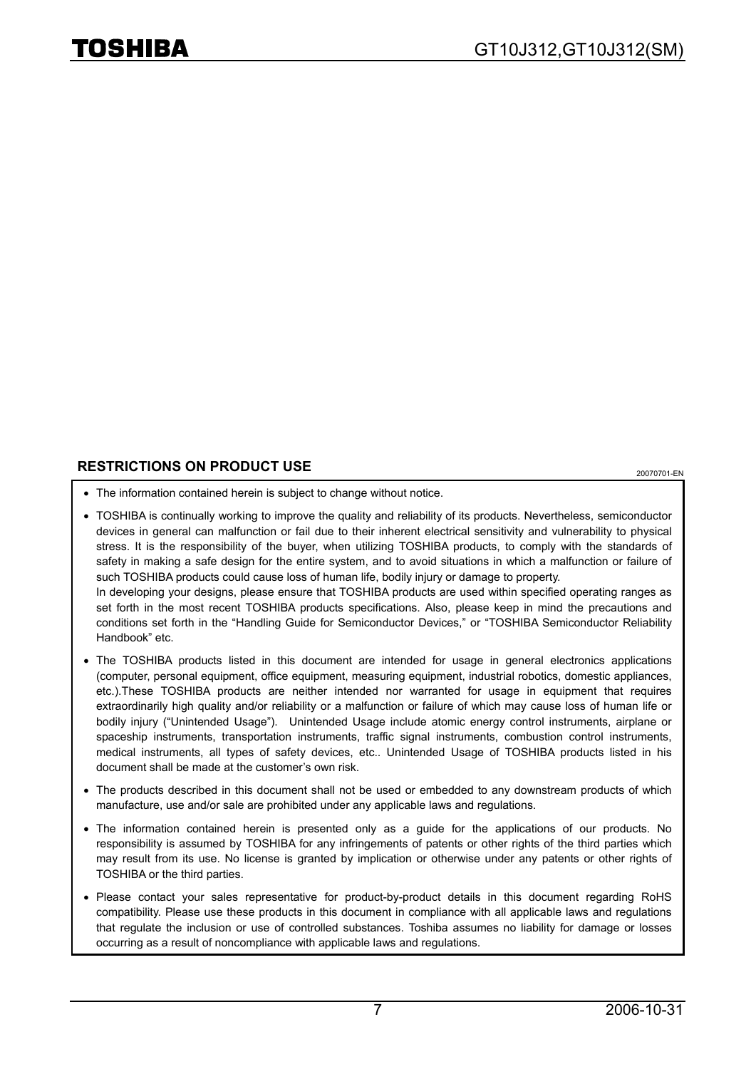## RESTRICTIONS ON PRODUCT USE

20070701-EN

- The information contained herein is subject to change without notice.
- TOSHIBA is continually working to improve the quality and reliability of its products. Nevertheless, semiconductor devices in general can malfunction or fail due to their inherent electrical sensitivity and vulnerability to physical stress. It is the responsibility of the buyer, when utilizing TOSHIBA products, to comply with the standards of safety in making a safe design for the entire system, and to avoid situations in which a malfunction or failure of such TOSHIBA products could cause loss of human life, bodily injury or damage to property.
  In developing your designs, please ensure that TOSHIBA products are used within specified operating ranges as set forth in the most recent TOSHIBA products specifications. Also, please keep in mind the precautions and conditions set forth in the "Handling Guide for Semiconductor Devices," or "TOSHIBA Semiconductor Reliability Handbook" etc.
- The TOSHIBA products listed in this document are intended for usage in general electronics applications (computer, personal equipment, office equipment, measuring equipment, industrial robotics, domestic appliances, etc.).These TOSHIBA products are neither intended nor warranted for usage in equipment that requires extraordinarily high quality and/or reliability or a malfunction or failure of which may cause loss of human life or bodily injury ("Unintended Usage"). Unintended Usage include atomic energy control instruments, airplane or spaceship instruments, transportation instruments, traffic signal instruments, combustion control instruments, medical instruments, all types of safety devices, etc.. Unintended Usage of TOSHIBA products listed in his document shall be made at the customer's own risk.
- The products described in this document shall not be used or embedded to any downstream products of which manufacture, use and/or sale are prohibited under any applicable laws and regulations.
- The information contained herein is presented only as a guide for the applications of our products. No responsibility is assumed by TOSHIBA for any infringements of patents or other rights of the third parties which may result from its use. No license is granted by implication or otherwise under any patents or other rights of TOSHIBA or the third parties.
- Please contact your sales representative for product-by-product details in this document regarding RoHS compatibility. Please use these products in this document in compliance with all applicable laws and regulations that regulate the inclusion or use of controlled substances. Toshiba assumes no liability for damage or losses occurring as a result of noncompliance with applicable laws and regulations.